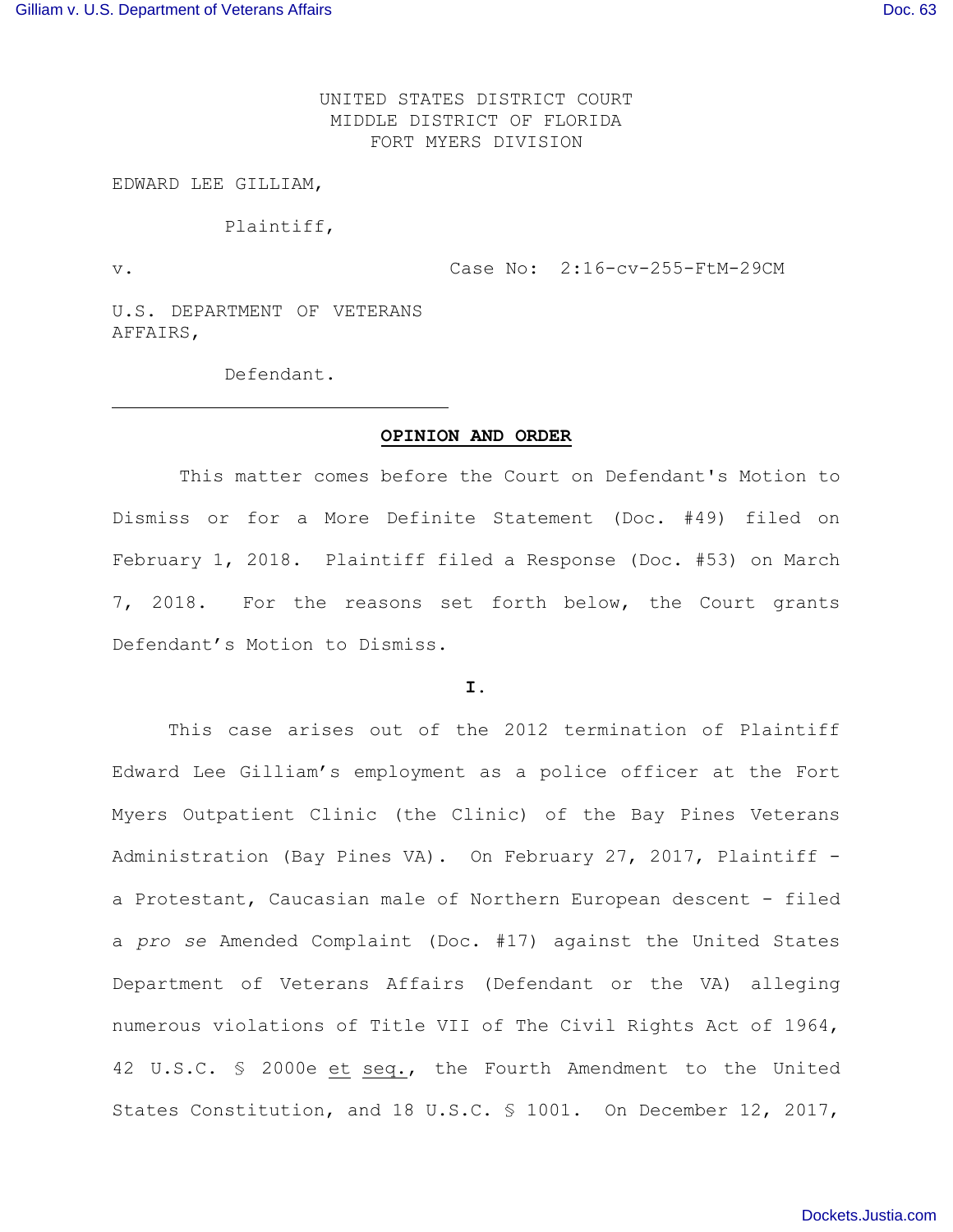UNITED STATES DISTRICT COURT
MIDDLE DISTRICT OF FLORIDA
FORT MYERS DIVISION

EDWARD LEE GILLIAM,

Plaintiff,

v. Case No: 2:16-cv-255-FtM-29CM

U.S. DEPARTMENT OF VETERANS AFFAIRS,

Defendant.

---

**OPINION AND ORDER**

This matter comes before the Court on Defendant's Motion to Dismiss or for a More Definite Statement (Doc. #49) filed on February 1, 2018. Plaintiff filed a Response (Doc. #53) on March 7, 2018. For the reasons set forth below, the Court grants Defendant's Motion to Dismiss.

**I.**

This case arises out of the 2012 termination of Plaintiff Edward Lee Gilliam's employment as a police officer at the Fort Myers Outpatient Clinic (the Clinic) of the Bay Pines Veterans Administration (Bay Pines VA). On February 27, 2017, Plaintiff - a Protestant, Caucasian male of Northern European descent - filed a *pro se* Amended Complaint (Doc. #17) against the United States Department of Veterans Affairs (Defendant or the VA) alleging numerous violations of Title VII of The Civil Rights Act of 1964, 42 U.S.C. § 2000e et seq., the Fourth Amendment to the United States Constitution, and 18 U.S.C. § 1001. On December 12, 2017,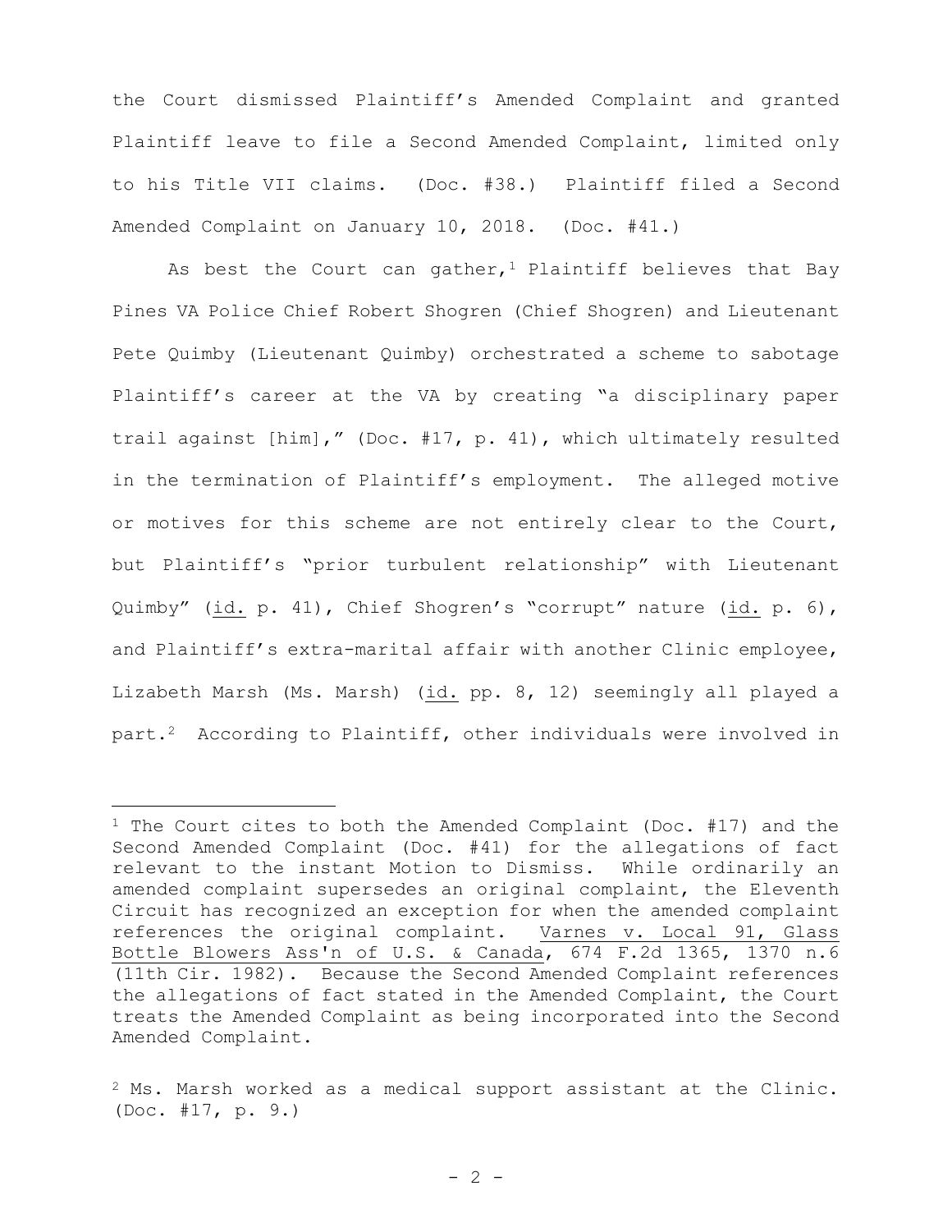the Court dismissed Plaintiff's Amended Complaint and granted Plaintiff leave to file a Second Amended Complaint, limited only to his Title VII claims. (Doc. #38.) Plaintiff filed a Second Amended Complaint on January 10, 2018. (Doc. #41.)

As best the Court can gather,[1] Plaintiff believes that Bay Pines VA Police Chief Robert Shogren (Chief Shogren) and Lieutenant Pete Quimby (Lieutenant Quimby) orchestrated a scheme to sabotage Plaintiff's career at the VA by creating "a disciplinary paper trail against [him]," (Doc. #17, p. 41), which ultimately resulted in the termination of Plaintiff's employment. The alleged motive or motives for this scheme are not entirely clear to the Court, but Plaintiff's "prior turbulent relationship" with Lieutenant Quimby" (id. p. 41), Chief Shogren's "corrupt" nature (id. p. 6), and Plaintiff's extra-marital affair with another Clinic employee, Lizabeth Marsh (Ms. Marsh) (id. pp. 8, 12) seemingly all played a part.[2] According to Plaintiff, other individuals were involved in

[1] The Court cites to both the Amended Complaint (Doc. #17) and the Second Amended Complaint (Doc. #41) for the allegations of fact relevant to the instant Motion to Dismiss. While ordinarily an amended complaint supersedes an original complaint, the Eleventh Circuit has recognized an exception for when the amended complaint references the original complaint. Varnes v. Local 91, Glass Bottle Blowers Ass'n of U.S. & Canada, 674 F.2d 1365, 1370 n.6 (11th Cir. 1982). Because the Second Amended Complaint references the allegations of fact stated in the Amended Complaint, the Court treats the Amended Complaint as being incorporated into the Second Amended Complaint.

[2] Ms. Marsh worked as a medical support assistant at the Clinic. (Doc. #17, p. 9.)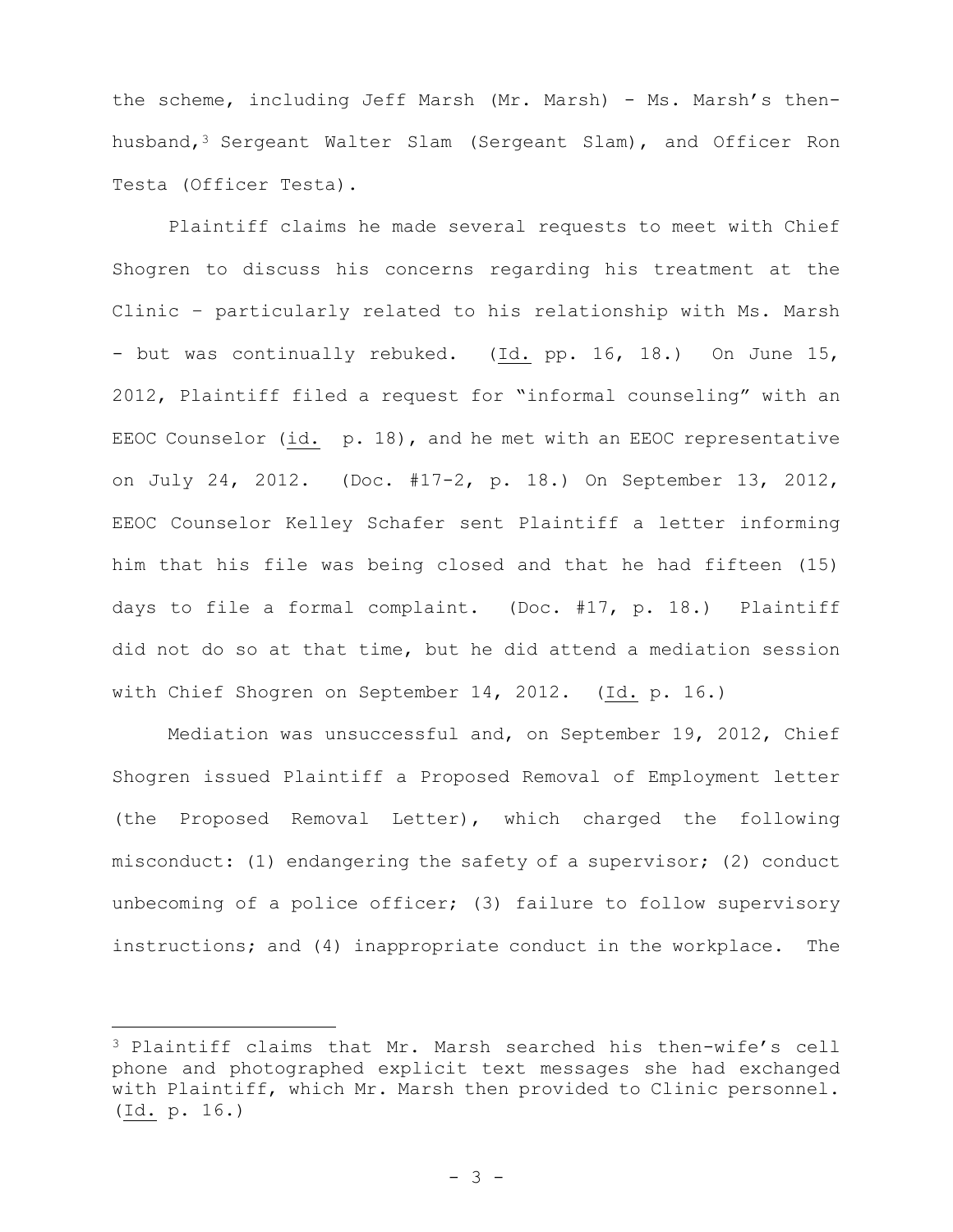the scheme, including Jeff Marsh (Mr. Marsh) - Ms. Marsh's then-husband,[3] Sergeant Walter Slam (Sergeant Slam), and Officer Ron Testa (Officer Testa).

Plaintiff claims he made several requests to meet with Chief Shogren to discuss his concerns regarding his treatment at the Clinic – particularly related to his relationship with Ms. Marsh - but was continually rebuked. (Id. pp. 16, 18.) On June 15, 2012, Plaintiff filed a request for "informal counseling" with an EEOC Counselor (id. p. 18), and he met with an EEOC representative on July 24, 2012. (Doc. #17-2, p. 18.) On September 13, 2012, EEOC Counselor Kelley Schafer sent Plaintiff a letter informing him that his file was being closed and that he had fifteen (15) days to file a formal complaint. (Doc. #17, p. 18.) Plaintiff did not do so at that time, but he did attend a mediation session with Chief Shogren on September 14, 2012. (Id. p. 16.)

Mediation was unsuccessful and, on September 19, 2012, Chief Shogren issued Plaintiff a Proposed Removal of Employment letter (the Proposed Removal Letter), which charged the following misconduct: (1) endangering the safety of a supervisor; (2) conduct unbecoming of a police officer; (3) failure to follow supervisory instructions; and (4) inappropriate conduct in the workplace. The

[3] Plaintiff claims that Mr. Marsh searched his then-wife's cell phone and photographed explicit text messages she had exchanged with Plaintiff, which Mr. Marsh then provided to Clinic personnel. (Id. p. 16.)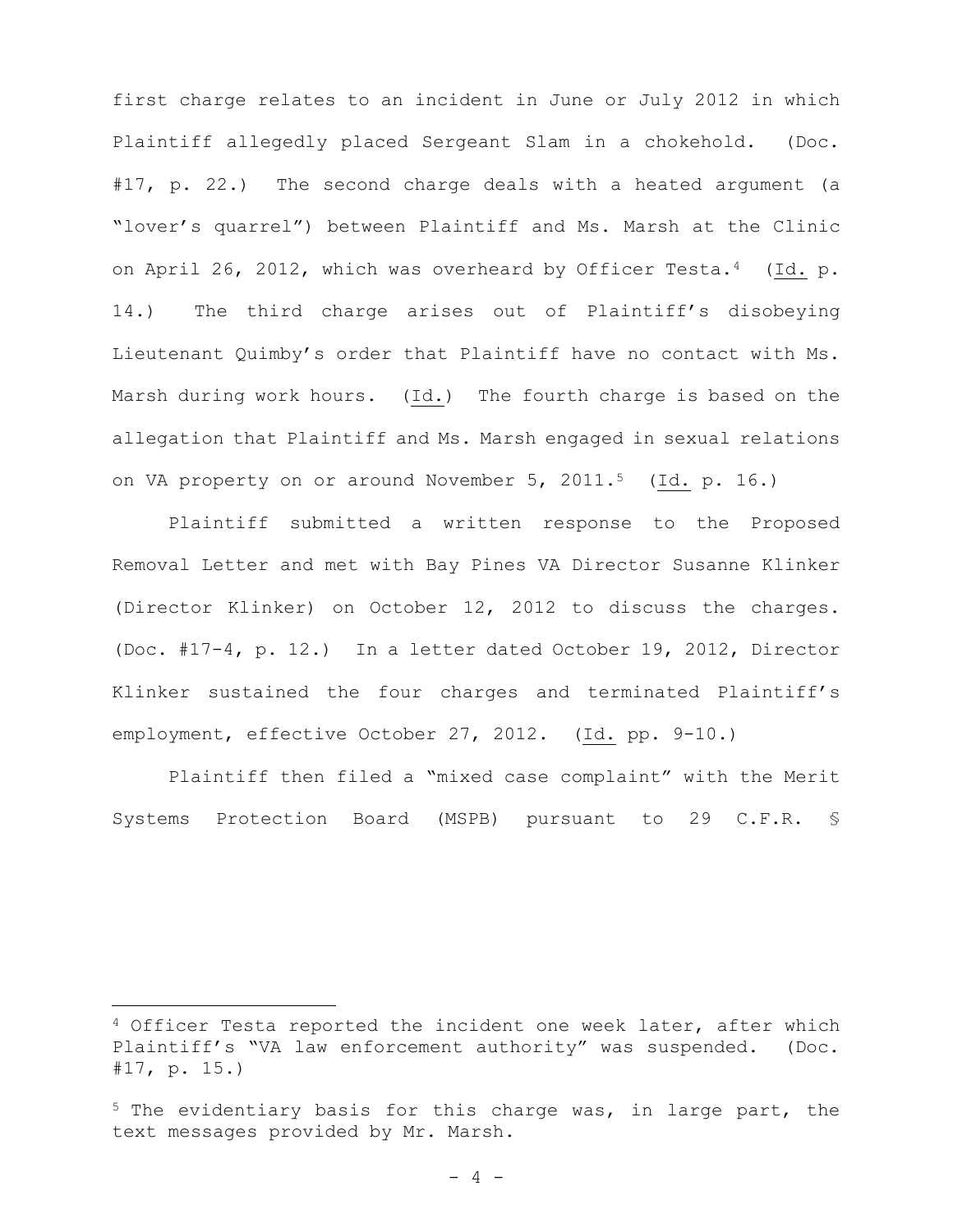first charge relates to an incident in June or July 2012 in which Plaintiff allegedly placed Sergeant Slam in a chokehold. (Doc. #17, p. 22.) The second charge deals with a heated argument (a "lover's quarrel") between Plaintiff and Ms. Marsh at the Clinic on April 26, 2012, which was overheard by Officer Testa.[4] (Id. p. 14.) The third charge arises out of Plaintiff's disobeying Lieutenant Quimby's order that Plaintiff have no contact with Ms. Marsh during work hours. (Id.) The fourth charge is based on the allegation that Plaintiff and Ms. Marsh engaged in sexual relations on VA property on or around November 5, 2011.[5] (Id. p. 16.)

Plaintiff submitted a written response to the Proposed Removal Letter and met with Bay Pines VA Director Susanne Klinker (Director Klinker) on October 12, 2012 to discuss the charges. (Doc. #17-4, p. 12.) In a letter dated October 19, 2012, Director Klinker sustained the four charges and terminated Plaintiff's employment, effective October 27, 2012. (Id. pp. 9-10.)

Plaintiff then filed a "mixed case complaint" with the Merit Systems Protection Board (MSPB) pursuant to 29 C.F.R. §

---

[4] Officer Testa reported the incident one week later, after which Plaintiff's "VA law enforcement authority" was suspended. (Doc. #17, p. 15.)

[5] The evidentiary basis for this charge was, in large part, the text messages provided by Mr. Marsh.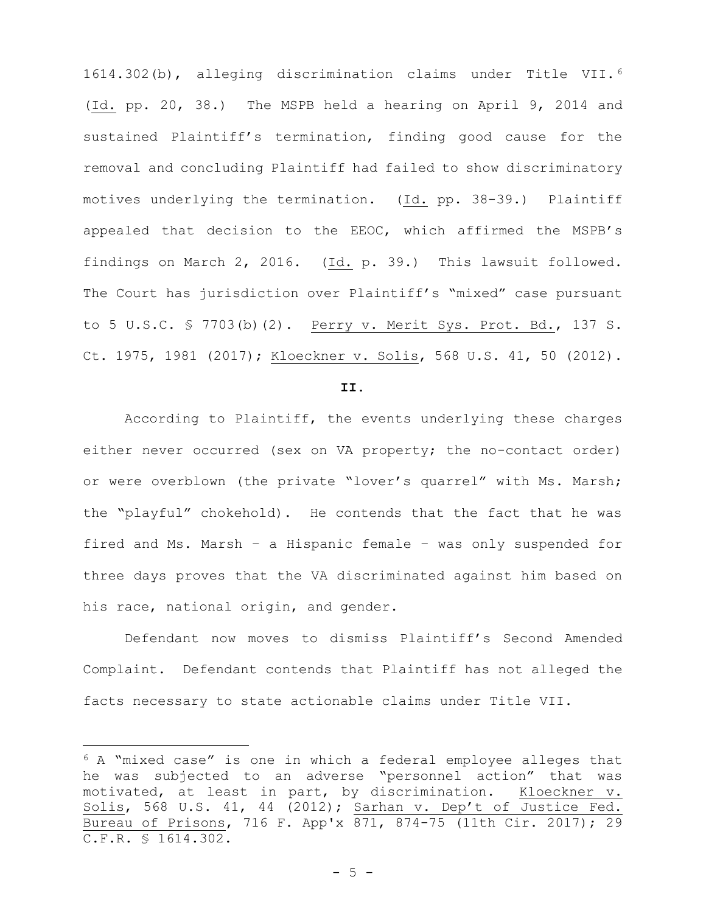1614.302(b), alleging discrimination claims under Title VII.[6] (Id. pp. 20, 38.) The MSPB held a hearing on April 9, 2014 and sustained Plaintiff's termination, finding good cause for the removal and concluding Plaintiff had failed to show discriminatory motives underlying the termination. (Id. pp. 38-39.) Plaintiff appealed that decision to the EEOC, which affirmed the MSPB's findings on March 2, 2016. (Id. p. 39.) This lawsuit followed. The Court has jurisdiction over Plaintiff's "mixed" case pursuant to 5 U.S.C. § 7703(b)(2). Perry v. Merit Sys. Prot. Bd., 137 S. Ct. 1975, 1981 (2017); Kloeckner v. Solis, 568 U.S. 41, 50 (2012).

**II.**

According to Plaintiff, the events underlying these charges either never occurred (sex on VA property; the no-contact order) or were overblown (the private "lover's quarrel" with Ms. Marsh; the "playful" chokehold). He contends that the fact that he was fired and Ms. Marsh – a Hispanic female – was only suspended for three days proves that the VA discriminated against him based on his race, national origin, and gender.

Defendant now moves to dismiss Plaintiff's Second Amended Complaint. Defendant contends that Plaintiff has not alleged the facts necessary to state actionable claims under Title VII.

[6] A "mixed case" is one in which a federal employee alleges that he was subjected to an adverse "personnel action" that was motivated, at least in part, by discrimination. Kloeckner v. Solis, 568 U.S. 41, 44 (2012); Sarhan v. Dep't of Justice Fed. Bureau of Prisons, 716 F. App'x 871, 874-75 (11th Cir. 2017); 29 C.F.R. § 1614.302.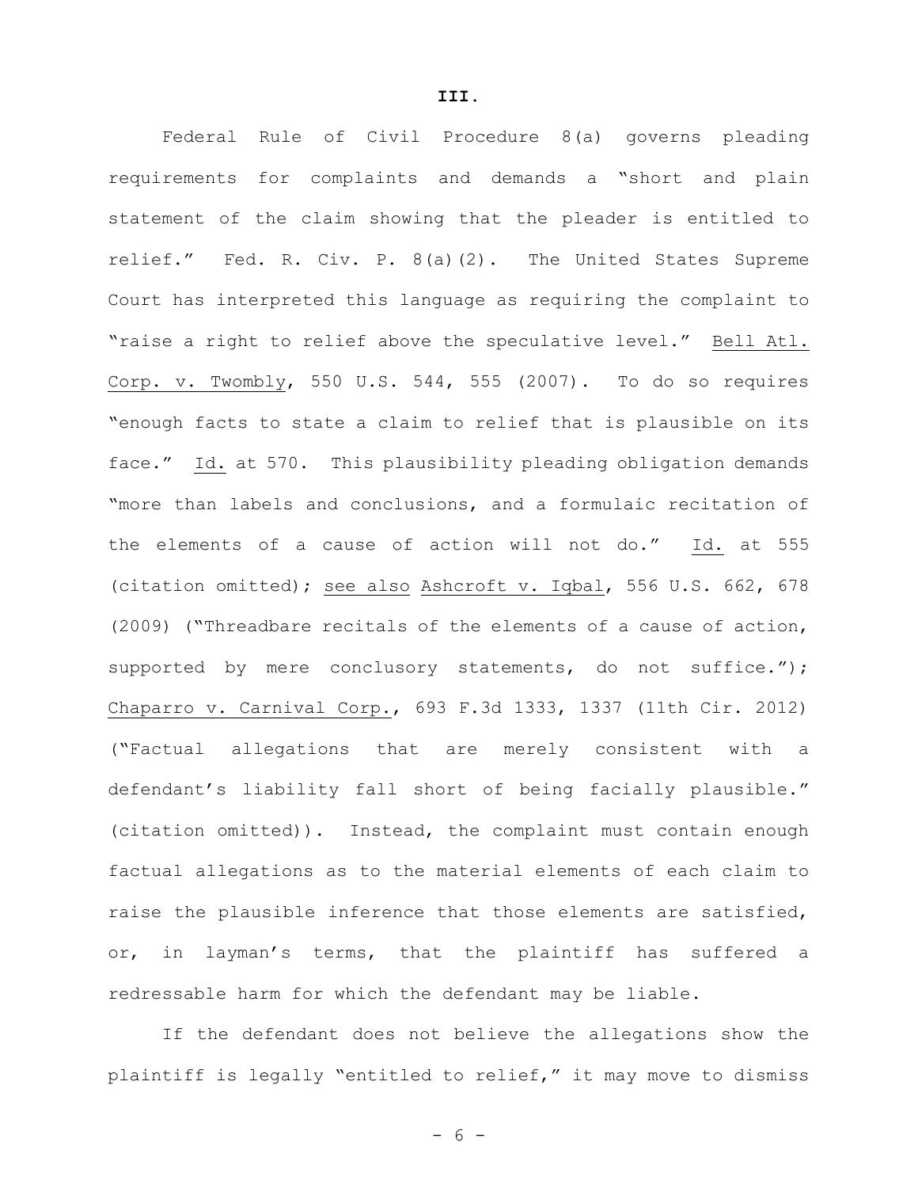**III.**

Federal Rule of Civil Procedure 8(a) governs pleading requirements for complaints and demands a "short and plain statement of the claim showing that the pleader is entitled to relief." Fed. R. Civ. P. 8(a)(2). The United States Supreme Court has interpreted this language as requiring the complaint to "raise a right to relief above the speculative level." Bell Atl. Corp. v. Twombly, 550 U.S. 544, 555 (2007). To do so requires "enough facts to state a claim to relief that is plausible on its face." Id. at 570. This plausibility pleading obligation demands "more than labels and conclusions, and a formulaic recitation of the elements of a cause of action will not do." Id. at 555 (citation omitted); see also Ashcroft v. Iqbal, 556 U.S. 662, 678 (2009) ("Threadbare recitals of the elements of a cause of action, supported by mere conclusory statements, do not suffice."); Chaparro v. Carnival Corp., 693 F.3d 1333, 1337 (11th Cir. 2012) ("Factual allegations that are merely consistent with a defendant's liability fall short of being facially plausible." (citation omitted)). Instead, the complaint must contain enough factual allegations as to the material elements of each claim to raise the plausible inference that those elements are satisfied, or, in layman's terms, that the plaintiff has suffered a redressable harm for which the defendant may be liable.

If the defendant does not believe the allegations show the plaintiff is legally "entitled to relief," it may move to dismiss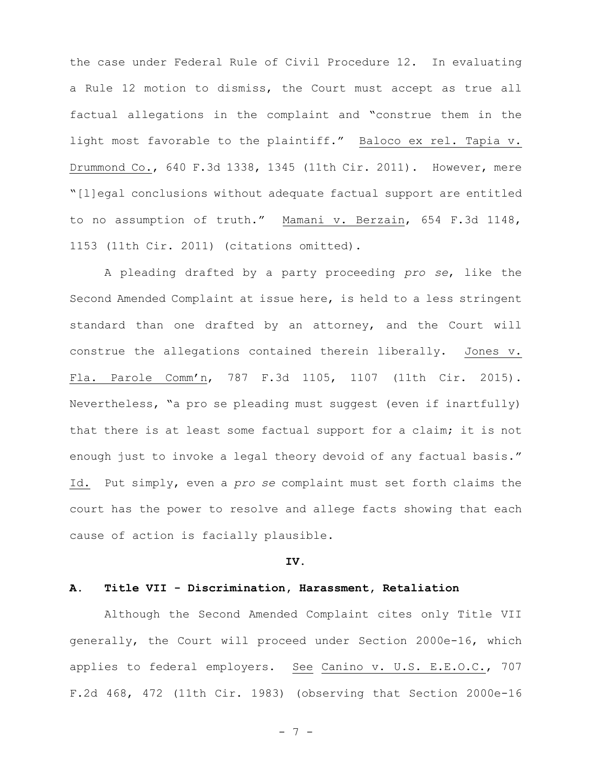the case under Federal Rule of Civil Procedure 12. In evaluating a Rule 12 motion to dismiss, the Court must accept as true all factual allegations in the complaint and "construe them in the light most favorable to the plaintiff." Baloco ex rel. Tapia v. Drummond Co., 640 F.3d 1338, 1345 (11th Cir. 2011). However, mere "[l]egal conclusions without adequate factual support are entitled to no assumption of truth." Mamani v. Berzain, 654 F.3d 1148, 1153 (11th Cir. 2011) (citations omitted).

A pleading drafted by a party proceeding *pro se*, like the Second Amended Complaint at issue here, is held to a less stringent standard than one drafted by an attorney, and the Court will construe the allegations contained therein liberally. Jones v. Fla. Parole Comm'n, 787 F.3d 1105, 1107 (11th Cir. 2015). Nevertheless, "a pro se pleading must suggest (even if inartfully) that there is at least some factual support for a claim; it is not enough just to invoke a legal theory devoid of any factual basis." Id. Put simply, even a *pro se* complaint must set forth claims the court has the power to resolve and allege facts showing that each cause of action is facially plausible.

**IV.**

**A. Title VII - Discrimination, Harassment, Retaliation**

Although the Second Amended Complaint cites only Title VII generally, the Court will proceed under Section 2000e-16, which applies to federal employers. See Canino v. U.S. E.E.O.C., 707 F.2d 468, 472 (11th Cir. 1983) (observing that Section 2000e-16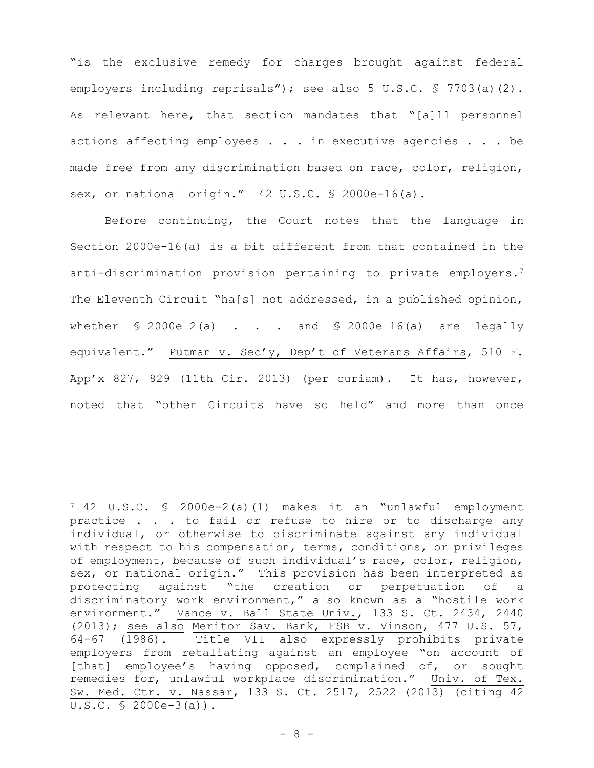"is the exclusive remedy for charges brought against federal employers including reprisals"); see also 5 U.S.C. § 7703(a)(2). As relevant here, that section mandates that "[a]ll personnel actions affecting employees . . . in executive agencies . . . be made free from any discrimination based on race, color, religion, sex, or national origin." 42 U.S.C. § 2000e-16(a).

Before continuing, the Court notes that the language in Section 2000e-16(a) is a bit different from that contained in the anti-discrimination provision pertaining to private employers.[7] The Eleventh Circuit "ha[s] not addressed, in a published opinion, whether § 2000e–2(a) . . . and § 2000e–16(a) are legally equivalent." Putman v. Sec'y, Dep't of Veterans Affairs, 510 F. App'x 827, 829 (11th Cir. 2013) (per curiam). It has, however, noted that "other Circuits have so held" and more than once

---

[7] 42 U.S.C. § 2000e-2(a)(1) makes it an "unlawful employment practice . . . to fail or refuse to hire or to discharge any individual, or otherwise to discriminate against any individual with respect to his compensation, terms, conditions, or privileges of employment, because of such individual's race, color, religion, sex, or national origin." This provision has been interpreted as protecting against "the creation or perpetuation of a discriminatory work environment," also known as a "hostile work environment." Vance v. Ball State Univ., 133 S. Ct. 2434, 2440 (2013); see also Meritor Sav. Bank, FSB v. Vinson, 477 U.S. 57, 64-67 (1986). Title VII also expressly prohibits private employers from retaliating against an employee "on account of [that] employee's having opposed, complained of, or sought remedies for, unlawful workplace discrimination." Univ. of Tex. Sw. Med. Ctr. v. Nassar, 133 S. Ct. 2517, 2522 (2013) (citing 42 U.S.C. § 2000e-3(a)).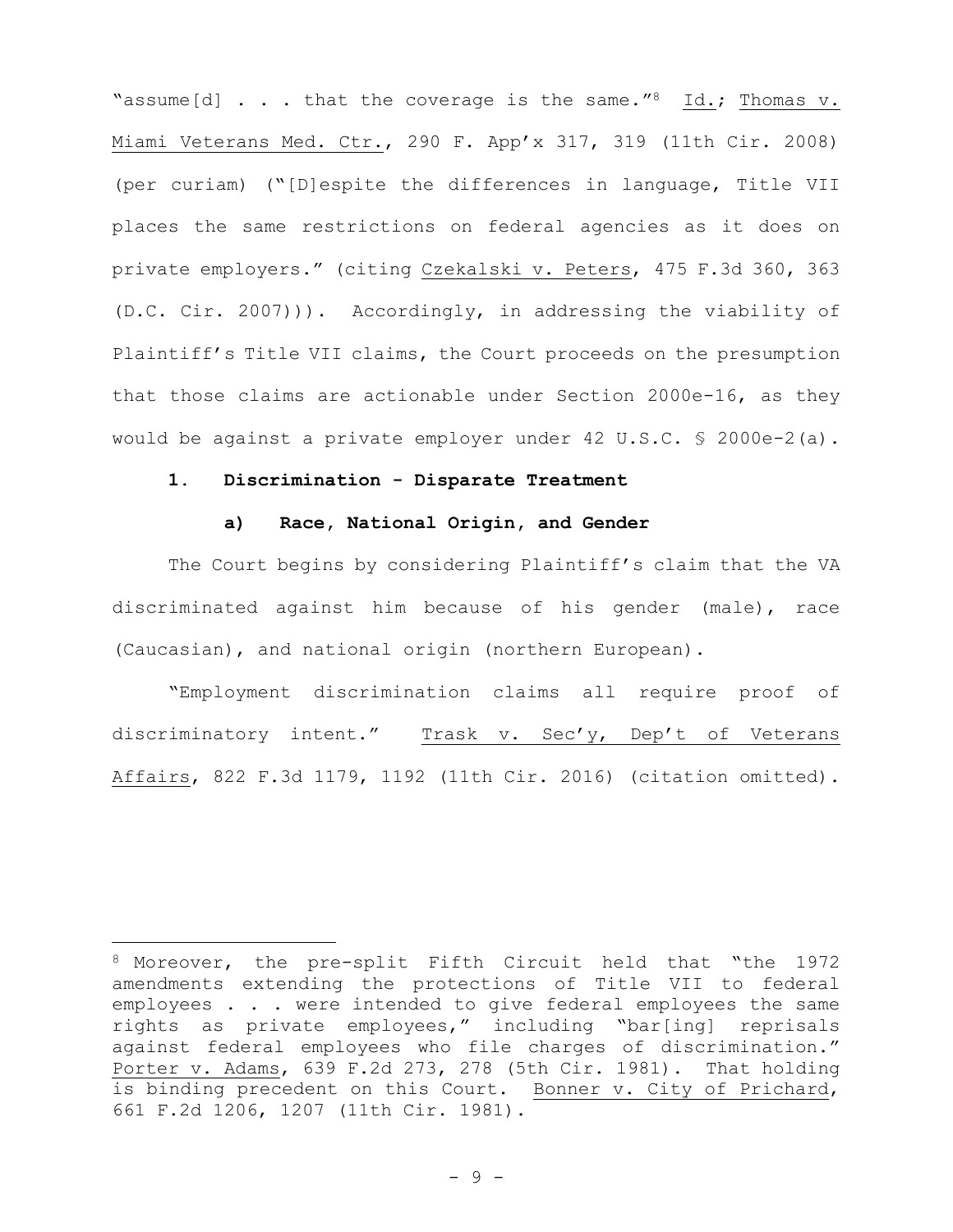"assume[d] . . . that the coverage is the same."[8] Id.; Thomas v. Miami Veterans Med. Ctr., 290 F. App'x 317, 319 (11th Cir. 2008) (per curiam) ("[D]espite the differences in language, Title VII places the same restrictions on federal agencies as it does on private employers." (citing Czekalski v. Peters, 475 F.3d 360, 363 (D.C. Cir. 2007))). Accordingly, in addressing the viability of Plaintiff's Title VII claims, the Court proceeds on the presumption that those claims are actionable under Section 2000e-16, as they would be against a private employer under 42 U.S.C. § 2000e-2(a).

**1. Discrimination - Disparate Treatment**

**a) Race, National Origin, and Gender**

The Court begins by considering Plaintiff's claim that the VA discriminated against him because of his gender (male), race (Caucasian), and national origin (northern European).

"Employment discrimination claims all require proof of discriminatory intent." Trask v. Sec'y, Dep't of Veterans Affairs, 822 F.3d 1179, 1192 (11th Cir. 2016) (citation omitted).

---

[8] Moreover, the pre-split Fifth Circuit held that "the 1972 amendments extending the protections of Title VII to federal employees . . . were intended to give federal employees the same rights as private employees," including "bar[ing] reprisals against federal employees who file charges of discrimination." Porter v. Adams, 639 F.2d 273, 278 (5th Cir. 1981). That holding is binding precedent on this Court. Bonner v. City of Prichard, 661 F.2d 1206, 1207 (11th Cir. 1981).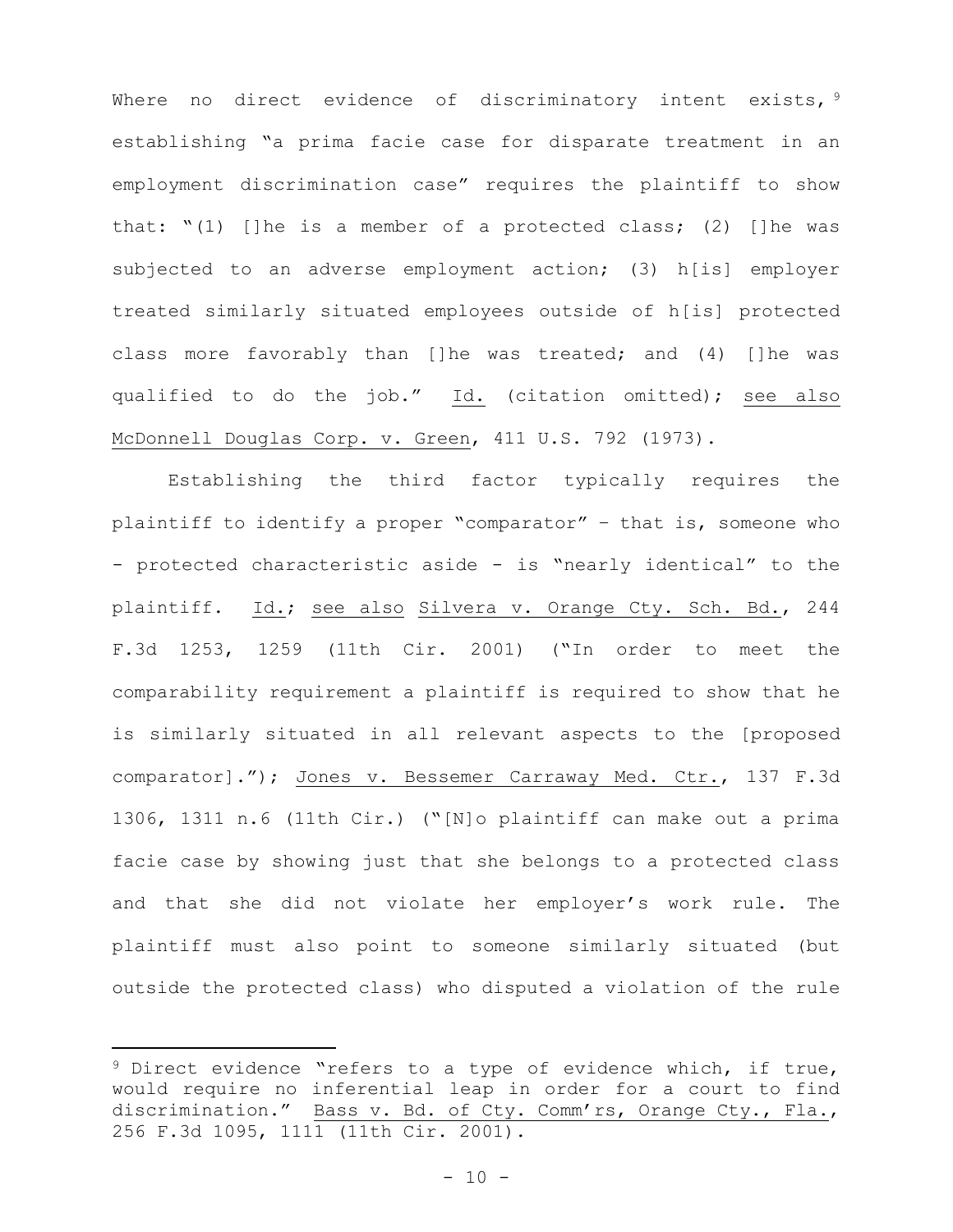Where no direct evidence of discriminatory intent exists,[9] establishing "a prima facie case for disparate treatment in an employment discrimination case" requires the plaintiff to show that: "(1) []he is a member of a protected class; (2) []he was subjected to an adverse employment action; (3) h[is] employer treated similarly situated employees outside of h[is] protected class more favorably than []he was treated; and (4) []he was qualified to do the job." Id. (citation omitted); see also McDonnell Douglas Corp. v. Green, 411 U.S. 792 (1973).

Establishing the third factor typically requires the plaintiff to identify a proper "comparator" – that is, someone who - protected characteristic aside - is "nearly identical" to the plaintiff. Id.; see also Silvera v. Orange Cty. Sch. Bd., 244 F.3d 1253, 1259 (11th Cir. 2001) ("In order to meet the comparability requirement a plaintiff is required to show that he is similarly situated in all relevant aspects to the [proposed comparator]."); Jones v. Bessemer Carraway Med. Ctr., 137 F.3d 1306, 1311 n.6 (11th Cir.) ("[N]o plaintiff can make out a prima facie case by showing just that she belongs to a protected class and that she did not violate her employer's work rule. The plaintiff must also point to someone similarly situated (but outside the protected class) who disputed a violation of the rule

---

[9] Direct evidence "refers to a type of evidence which, if true, would require no inferential leap in order for a court to find discrimination." Bass v. Bd. of Cty. Comm'rs, Orange Cty., Fla., 256 F.3d 1095, 1111 (11th Cir. 2001).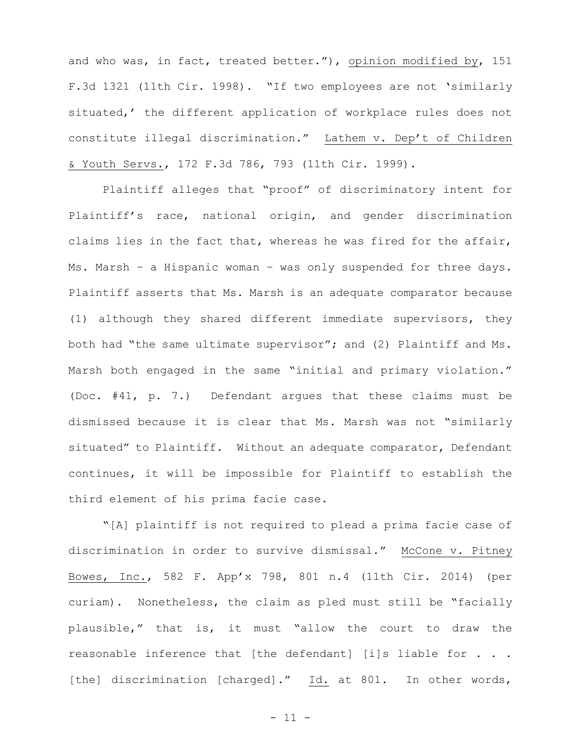and who was, in fact, treated better."), opinion modified by, 151 F.3d 1321 (11th Cir. 1998). "If two employees are not 'similarly situated,' the different application of workplace rules does not constitute illegal discrimination." Lathem v. Dep't of Children & Youth Servs., 172 F.3d 786, 793 (11th Cir. 1999).

Plaintiff alleges that "proof" of discriminatory intent for Plaintiff's race, national origin, and gender discrimination claims lies in the fact that, whereas he was fired for the affair, Ms. Marsh – a Hispanic woman – was only suspended for three days. Plaintiff asserts that Ms. Marsh is an adequate comparator because (1) although they shared different immediate supervisors, they both had "the same ultimate supervisor"; and (2) Plaintiff and Ms. Marsh both engaged in the same "initial and primary violation." (Doc. #41, p. 7.) Defendant argues that these claims must be dismissed because it is clear that Ms. Marsh was not "similarly situated" to Plaintiff. Without an adequate comparator, Defendant continues, it will be impossible for Plaintiff to establish the third element of his prima facie case.

"[A] plaintiff is not required to plead a prima facie case of discrimination in order to survive dismissal." McCone v. Pitney Bowes, Inc., 582 F. App'x 798, 801 n.4 (11th Cir. 2014) (per curiam). Nonetheless, the claim as pled must still be "facially plausible," that is, it must "allow the court to draw the reasonable inference that [the defendant] [i]s liable for . . . [the] discrimination [charged]." Id. at 801. In other words,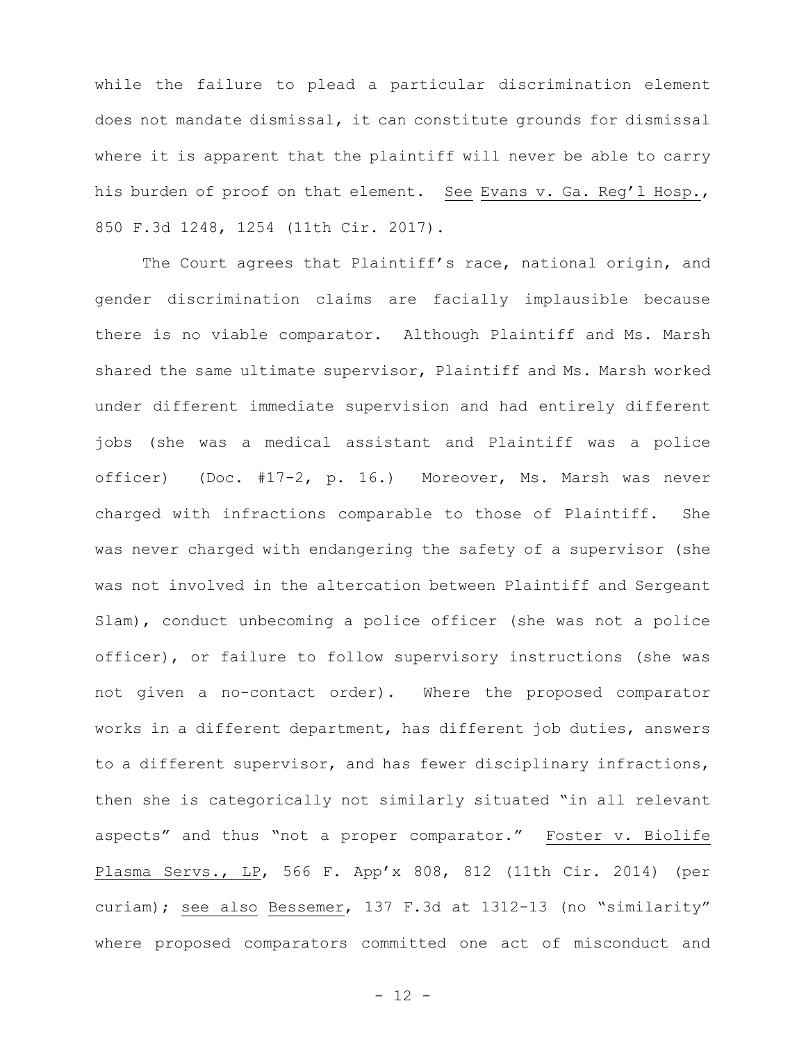while the failure to plead a particular discrimination element does not mandate dismissal, it can constitute grounds for dismissal where it is apparent that the plaintiff will never be able to carry his burden of proof on that element. See Evans v. Ga. Reg'l Hosp., 850 F.3d 1248, 1254 (11th Cir. 2017).

The Court agrees that Plaintiff's race, national origin, and gender discrimination claims are facially implausible because there is no viable comparator. Although Plaintiff and Ms. Marsh shared the same ultimate supervisor, Plaintiff and Ms. Marsh worked under different immediate supervision and had entirely different jobs (she was a medical assistant and Plaintiff was a police officer) (Doc. #17-2, p. 16.) Moreover, Ms. Marsh was never charged with infractions comparable to those of Plaintiff. She was never charged with endangering the safety of a supervisor (she was not involved in the altercation between Plaintiff and Sergeant Slam), conduct unbecoming a police officer (she was not a police officer), or failure to follow supervisory instructions (she was not given a no-contact order). Where the proposed comparator works in a different department, has different job duties, answers to a different supervisor, and has fewer disciplinary infractions, then she is categorically not similarly situated "in all relevant aspects" and thus "not a proper comparator." Foster v. Biolife Plasma Servs., LP, 566 F. App'x 808, 812 (11th Cir. 2014) (per curiam); see also Bessemer, 137 F.3d at 1312-13 (no "similarity" where proposed comparators committed one act of misconduct and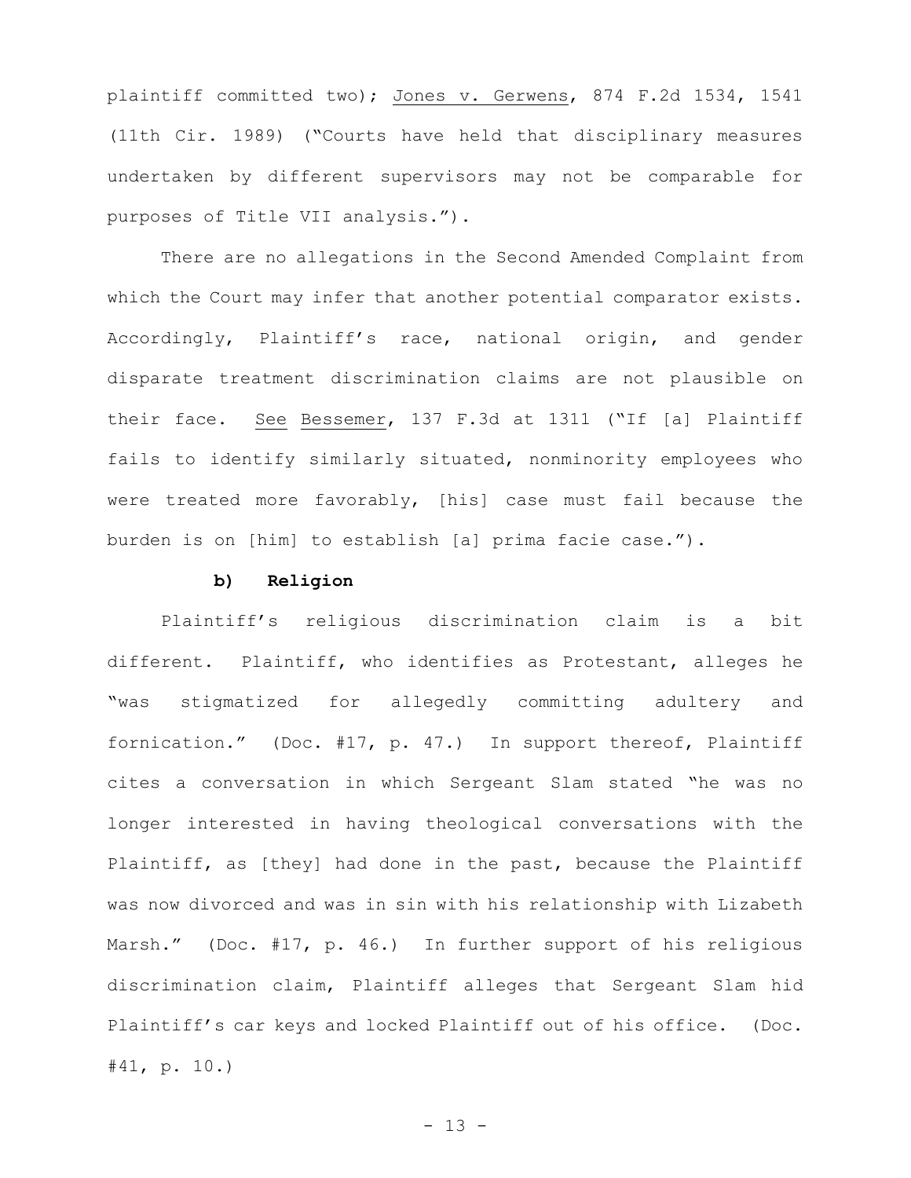plaintiff committed two); Jones v. Gerwens, 874 F.2d 1534, 1541 (11th Cir. 1989) ("Courts have held that disciplinary measures undertaken by different supervisors may not be comparable for purposes of Title VII analysis.").

There are no allegations in the Second Amended Complaint from which the Court may infer that another potential comparator exists. Accordingly, Plaintiff's race, national origin, and gender disparate treatment discrimination claims are not plausible on their face. See Bessemer, 137 F.3d at 1311 ("If [a] Plaintiff fails to identify similarly situated, nonminority employees who were treated more favorably, [his] case must fail because the burden is on [him] to establish [a] prima facie case.").

**b) Religion**

Plaintiff's religious discrimination claim is a bit different. Plaintiff, who identifies as Protestant, alleges he "was stigmatized for allegedly committing adultery and fornication." (Doc. #17, p. 47.) In support thereof, Plaintiff cites a conversation in which Sergeant Slam stated "he was no longer interested in having theological conversations with the Plaintiff, as [they] had done in the past, because the Plaintiff was now divorced and was in sin with his relationship with Lizabeth Marsh." (Doc. #17, p. 46.) In further support of his religious discrimination claim, Plaintiff alleges that Sergeant Slam hid Plaintiff's car keys and locked Plaintiff out of his office. (Doc. #41, p. 10.)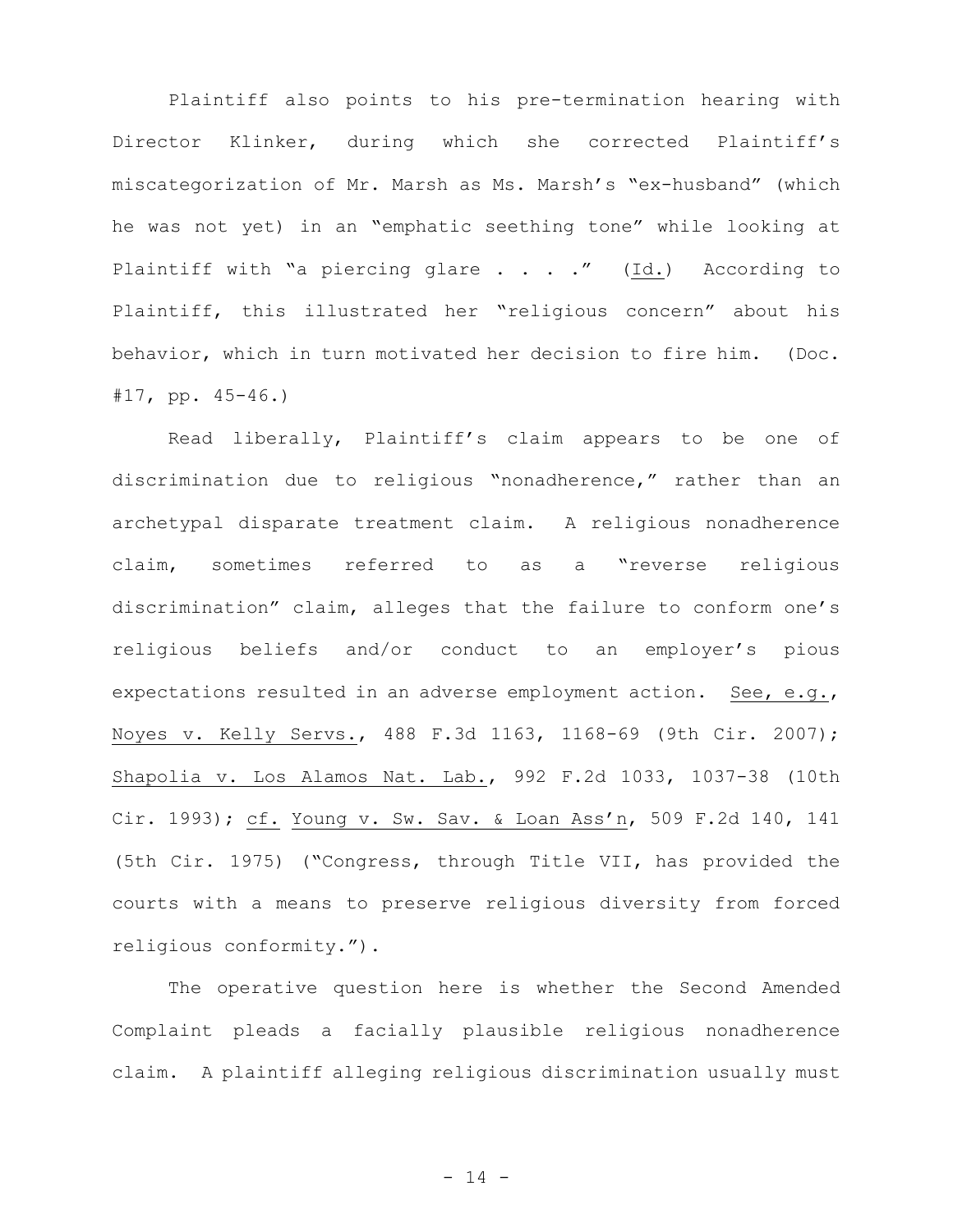Plaintiff also points to his pre-termination hearing with Director Klinker, during which she corrected Plaintiff's miscategorization of Mr. Marsh as Ms. Marsh's "ex-husband" (which he was not yet) in an "emphatic seething tone" while looking at Plaintiff with "a piercing glare . . . ." (Id.) According to Plaintiff, this illustrated her "religious concern" about his behavior, which in turn motivated her decision to fire him. (Doc. #17, pp. 45-46.)

Read liberally, Plaintiff's claim appears to be one of discrimination due to religious "nonadherence," rather than an archetypal disparate treatment claim. A religious nonadherence claim, sometimes referred to as a "reverse religious discrimination" claim, alleges that the failure to conform one's religious beliefs and/or conduct to an employer's pious expectations resulted in an adverse employment action. See, e.g., Noyes v. Kelly Servs., 488 F.3d 1163, 1168-69 (9th Cir. 2007); Shapolia v. Los Alamos Nat. Lab., 992 F.2d 1033, 1037-38 (10th Cir. 1993); cf. Young v. Sw. Sav. & Loan Ass'n, 509 F.2d 140, 141 (5th Cir. 1975) ("Congress, through Title VII, has provided the courts with a means to preserve religious diversity from forced religious conformity.").

The operative question here is whether the Second Amended Complaint pleads a facially plausible religious nonadherence claim. A plaintiff alleging religious discrimination usually must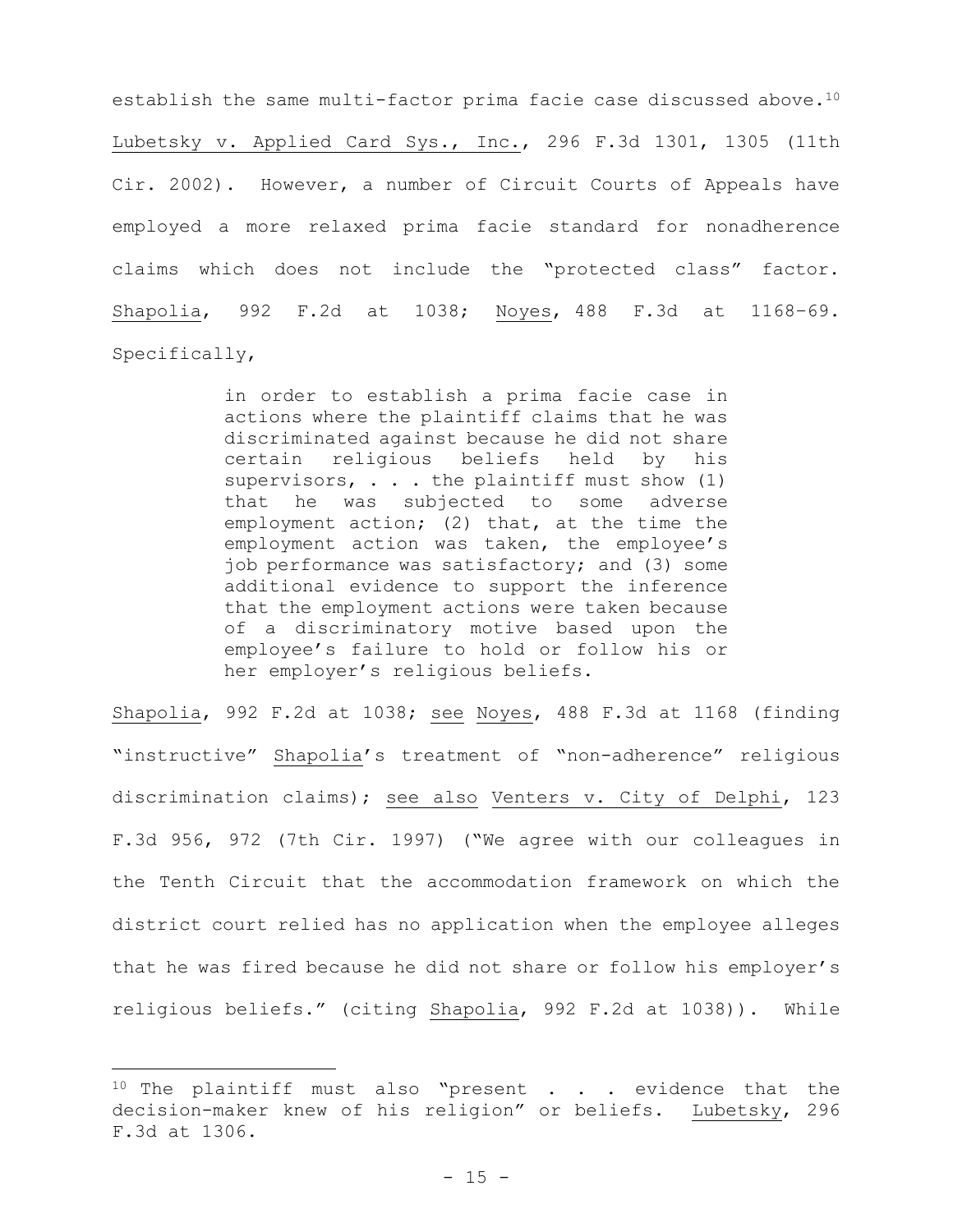establish the same multi-factor prima facie case discussed above.[10] Lubetsky v. Applied Card Sys., Inc., 296 F.3d 1301, 1305 (11th Cir. 2002). However, a number of Circuit Courts of Appeals have employed a more relaxed prima facie standard for nonadherence claims which does not include the "protected class" factor. Shapolia, 992 F.2d at 1038; Noyes, 488 F.3d at 1168–69. Specifically,

> in order to establish a prima facie case in actions where the plaintiff claims that he was discriminated against because he did not share certain religious beliefs held by his supervisors, . . . the plaintiff must show (1) that he was subjected to some adverse employment action; (2) that, at the time the employment action was taken, the employee's job performance was satisfactory; and (3) some additional evidence to support the inference that the employment actions were taken because of a discriminatory motive based upon the employee's failure to hold or follow his or her employer's religious beliefs.

Shapolia, 992 F.2d at 1038; see Noyes, 488 F.3d at 1168 (finding "instructive" Shapolia's treatment of "non-adherence" religious discrimination claims); see also Venters v. City of Delphi, 123 F.3d 956, 972 (7th Cir. 1997) ("We agree with our colleagues in the Tenth Circuit that the accommodation framework on which the district court relied has no application when the employee alleges that he was fired because he did not share or follow his employer's religious beliefs." (citing Shapolia, 992 F.2d at 1038)). While

---

[10] The plaintiff must also "present . . . evidence that the decision-maker knew of his religion" or beliefs. Lubetsky, 296 F.3d at 1306.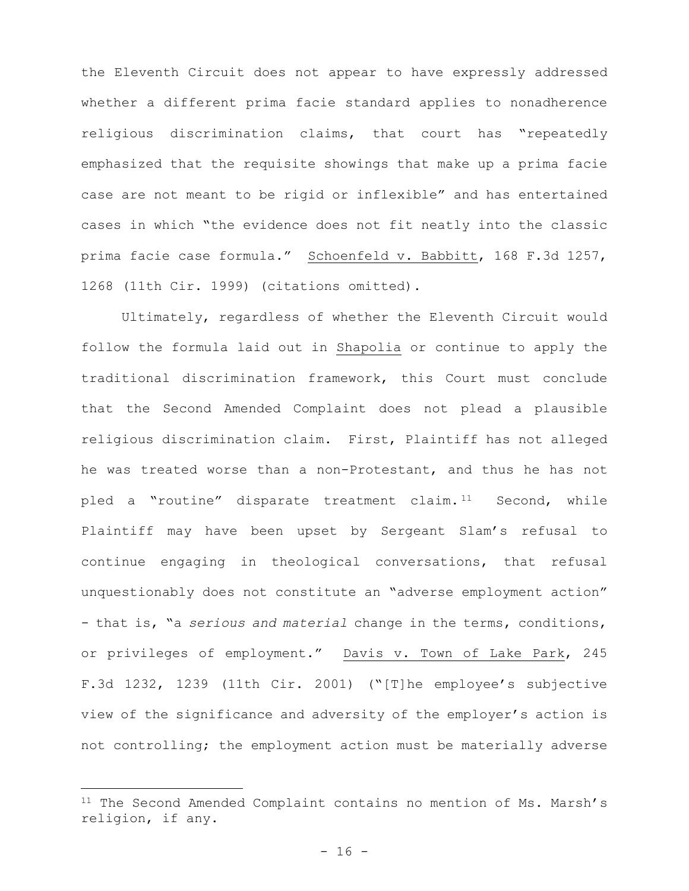the Eleventh Circuit does not appear to have expressly addressed whether a different prima facie standard applies to nonadherence religious discrimination claims, that court has "repeatedly emphasized that the requisite showings that make up a prima facie case are not meant to be rigid or inflexible" and has entertained cases in which "the evidence does not fit neatly into the classic prima facie case formula." Schoenfeld v. Babbitt, 168 F.3d 1257, 1268 (11th Cir. 1999) (citations omitted).

Ultimately, regardless of whether the Eleventh Circuit would follow the formula laid out in Shapolia or continue to apply the traditional discrimination framework, this Court must conclude that the Second Amended Complaint does not plead a plausible religious discrimination claim. First, Plaintiff has not alleged he was treated worse than a non-Protestant, and thus he has not pled a "routine" disparate treatment claim.[11] Second, while Plaintiff may have been upset by Sergeant Slam's refusal to continue engaging in theological conversations, that refusal unquestionably does not constitute an "adverse employment action" - that is, "a *serious and material* change in the terms, conditions, or privileges of employment." Davis v. Town of Lake Park, 245 F.3d 1232, 1239 (11th Cir. 2001) ("[T]he employee's subjective view of the significance and adversity of the employer's action is not controlling; the employment action must be materially adverse

[11] The Second Amended Complaint contains no mention of Ms. Marsh's religion, if any.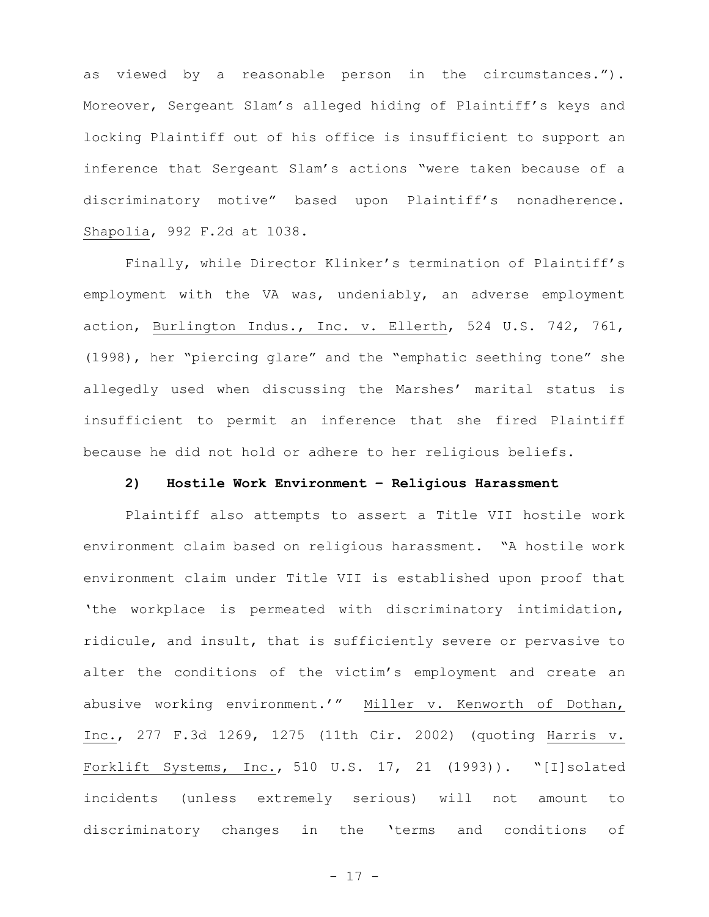as viewed by a reasonable person in the circumstances."). Moreover, Sergeant Slam's alleged hiding of Plaintiff's keys and locking Plaintiff out of his office is insufficient to support an inference that Sergeant Slam's actions "were taken because of a discriminatory motive" based upon Plaintiff's nonadherence. Shapolia, 992 F.2d at 1038.

Finally, while Director Klinker's termination of Plaintiff's employment with the VA was, undeniably, an adverse employment action, Burlington Indus., Inc. v. Ellerth, 524 U.S. 742, 761, (1998), her "piercing glare" and the "emphatic seething tone" she allegedly used when discussing the Marshes' marital status is insufficient to permit an inference that she fired Plaintiff because he did not hold or adhere to her religious beliefs.

**2) Hostile Work Environment – Religious Harassment**

Plaintiff also attempts to assert a Title VII hostile work environment claim based on religious harassment. "A hostile work environment claim under Title VII is established upon proof that 'the workplace is permeated with discriminatory intimidation, ridicule, and insult, that is sufficiently severe or pervasive to alter the conditions of the victim's employment and create an abusive working environment.'" Miller v. Kenworth of Dothan, Inc., 277 F.3d 1269, 1275 (11th Cir. 2002) (quoting Harris v. Forklift Systems, Inc., 510 U.S. 17, 21 (1993)). "[I]solated incidents (unless extremely serious) will not amount to discriminatory changes in the 'terms and conditions of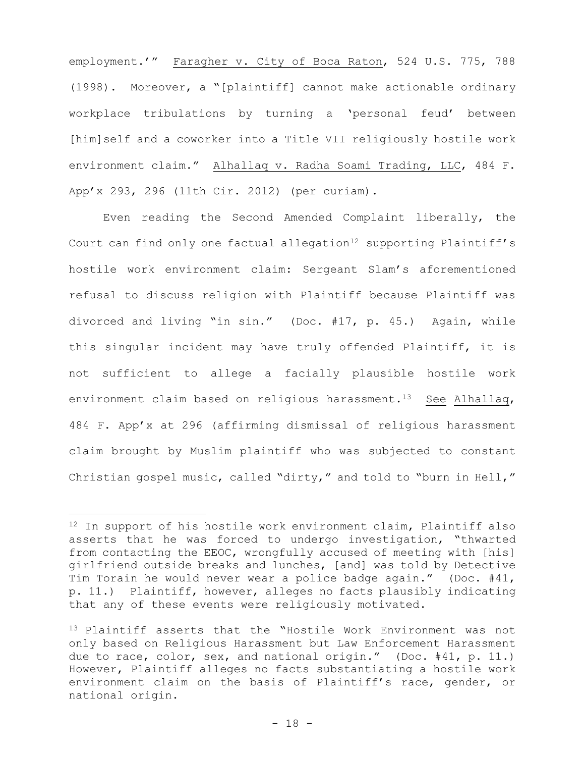employment.'" Faragher v. City of Boca Raton, 524 U.S. 775, 788 (1998). Moreover, a "[plaintiff] cannot make actionable ordinary workplace tribulations by turning a 'personal feud' between [him]self and a coworker into a Title VII religiously hostile work environment claim." Alhallaq v. Radha Soami Trading, LLC, 484 F. App'x 293, 296 (11th Cir. 2012) (per curiam).

Even reading the Second Amended Complaint liberally, the Court can find only one factual allegation[12] supporting Plaintiff's hostile work environment claim: Sergeant Slam's aforementioned refusal to discuss religion with Plaintiff because Plaintiff was divorced and living "in sin." (Doc. #17, p. 45.) Again, while this singular incident may have truly offended Plaintiff, it is not sufficient to allege a facially plausible hostile work environment claim based on religious harassment.[13] See Alhallaq, 484 F. App'x at 296 (affirming dismissal of religious harassment claim brought by Muslim plaintiff who was subjected to constant Christian gospel music, called "dirty," and told to "burn in Hell,"

---

[12] In support of his hostile work environment claim, Plaintiff also asserts that he was forced to undergo investigation, "thwarted from contacting the EEOC, wrongfully accused of meeting with [his] girlfriend outside breaks and lunches, [and] was told by Detective Tim Torain he would never wear a police badge again." (Doc. #41, p. 11.) Plaintiff, however, alleges no facts plausibly indicating that any of these events were religiously motivated.

[13] Plaintiff asserts that the "Hostile Work Environment was not only based on Religious Harassment but Law Enforcement Harassment due to race, color, sex, and national origin." (Doc. #41, p. 11.) However, Plaintiff alleges no facts substantiating a hostile work environment claim on the basis of Plaintiff's race, gender, or national origin.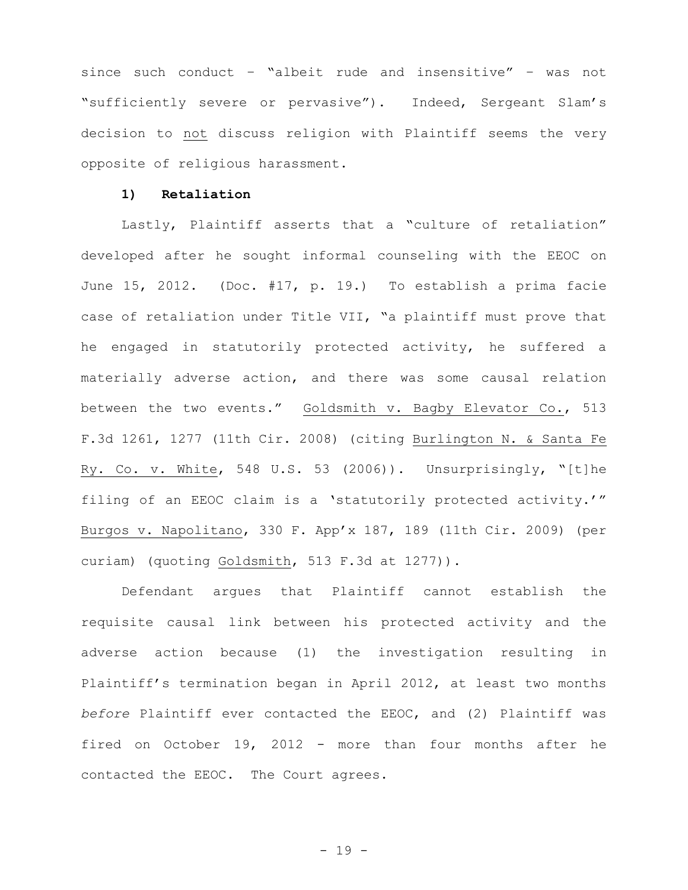since such conduct – "albeit rude and insensitive" – was not "sufficiently severe or pervasive"). Indeed, Sergeant Slam's decision to not discuss religion with Plaintiff seems the very opposite of religious harassment.

**1) Retaliation**

Lastly, Plaintiff asserts that a "culture of retaliation" developed after he sought informal counseling with the EEOC on June 15, 2012. (Doc. #17, p. 19.) To establish a prima facie case of retaliation under Title VII, "a plaintiff must prove that he engaged in statutorily protected activity, he suffered a materially adverse action, and there was some causal relation between the two events." Goldsmith v. Bagby Elevator Co., 513 F.3d 1261, 1277 (11th Cir. 2008) (citing Burlington N. & Santa Fe Ry. Co. v. White, 548 U.S. 53 (2006)). Unsurprisingly, "[t]he filing of an EEOC claim is a 'statutorily protected activity.'" Burgos v. Napolitano, 330 F. App'x 187, 189 (11th Cir. 2009) (per curiam) (quoting Goldsmith, 513 F.3d at 1277)).

Defendant argues that Plaintiff cannot establish the requisite causal link between his protected activity and the adverse action because (1) the investigation resulting in Plaintiff's termination began in April 2012, at least two months *before* Plaintiff ever contacted the EEOC, and (2) Plaintiff was fired on October 19, 2012 - more than four months after he contacted the EEOC. The Court agrees.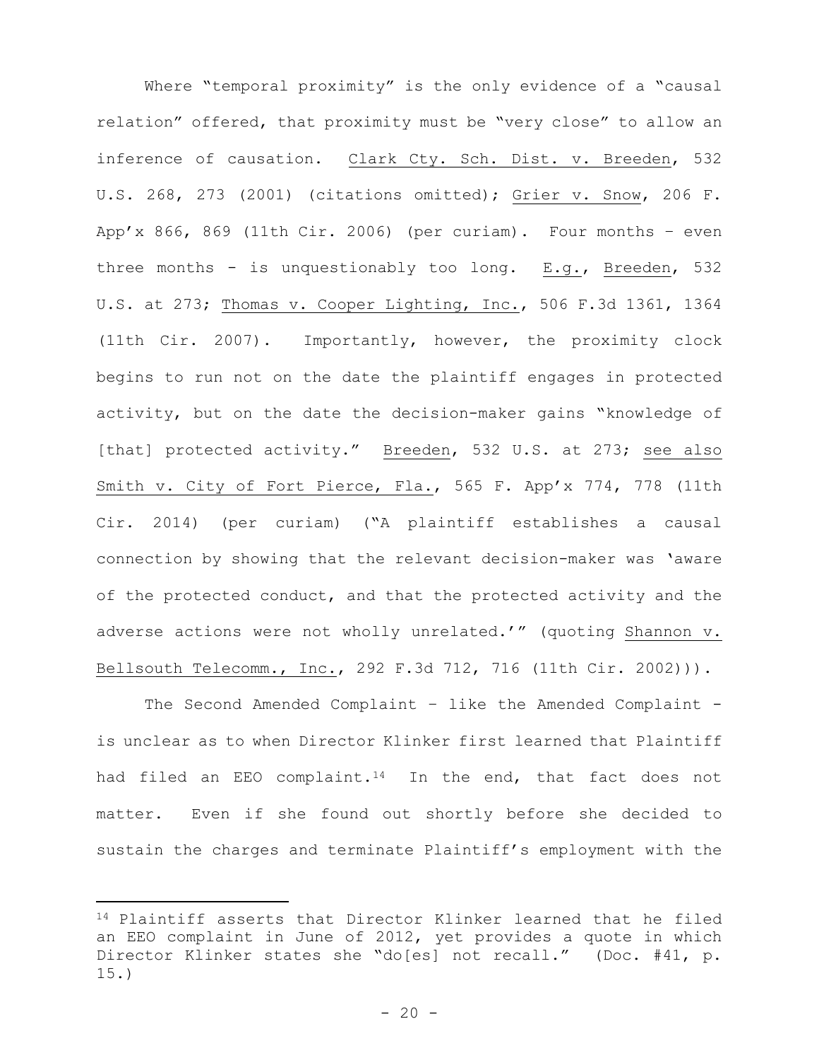Where "temporal proximity" is the only evidence of a "causal relation" offered, that proximity must be "very close" to allow an inference of causation. Clark Cty. Sch. Dist. v. Breeden, 532 U.S. 268, 273 (2001) (citations omitted); Grier v. Snow, 206 F. App'x 866, 869 (11th Cir. 2006) (per curiam). Four months – even three months - is unquestionably too long. E.g., Breeden, 532 U.S. at 273; Thomas v. Cooper Lighting, Inc., 506 F.3d 1361, 1364 (11th Cir. 2007). Importantly, however, the proximity clock begins to run not on the date the plaintiff engages in protected activity, but on the date the decision-maker gains "knowledge of [that] protected activity." Breeden, 532 U.S. at 273; see also Smith v. City of Fort Pierce, Fla., 565 F. App'x 774, 778 (11th Cir. 2014) (per curiam) ("A plaintiff establishes a causal connection by showing that the relevant decision-maker was 'aware of the protected conduct, and that the protected activity and the adverse actions were not wholly unrelated.'" (quoting Shannon v. Bellsouth Telecomm., Inc., 292 F.3d 712, 716 (11th Cir. 2002))).

The Second Amended Complaint – like the Amended Complaint - is unclear as to when Director Klinker first learned that Plaintiff had filed an EEO complaint.[14] In the end, that fact does not matter. Even if she found out shortly before she decided to sustain the charges and terminate Plaintiff's employment with the

---

[14] Plaintiff asserts that Director Klinker learned that he filed an EEO complaint in June of 2012, yet provides a quote in which Director Klinker states she "do[es] not recall." (Doc. #41, p. 15.)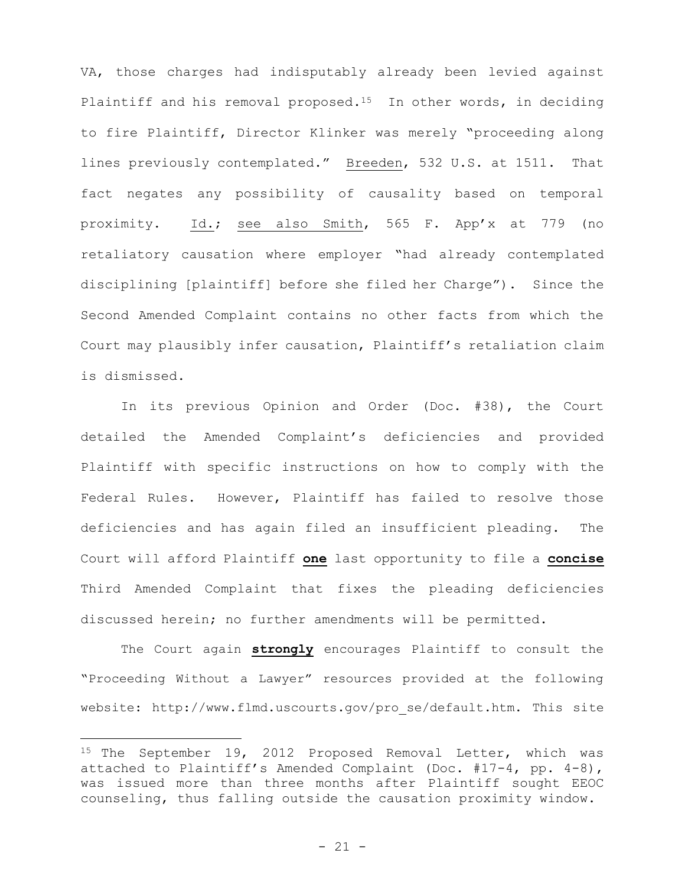VA, those charges had indisputably already been levied against Plaintiff and his removal proposed.[15] In other words, in deciding to fire Plaintiff, Director Klinker was merely "proceeding along lines previously contemplated." Breeden, 532 U.S. at 1511. That fact negates any possibility of causality based on temporal proximity. Id.; see also Smith, 565 F. App'x at 779 (no retaliatory causation where employer "had already contemplated disciplining [plaintiff] before she filed her Charge"). Since the Second Amended Complaint contains no other facts from which the Court may plausibly infer causation, Plaintiff's retaliation claim is dismissed.

In its previous Opinion and Order (Doc. #38), the Court detailed the Amended Complaint's deficiencies and provided Plaintiff with specific instructions on how to comply with the Federal Rules. However, Plaintiff has failed to resolve those deficiencies and has again filed an insufficient pleading. The Court will afford Plaintiff **one** last opportunity to file a **concise** Third Amended Complaint that fixes the pleading deficiencies discussed herein; no further amendments will be permitted.

The Court again **strongly** encourages Plaintiff to consult the "Proceeding Without a Lawyer" resources provided at the following website: http://www.flmd.uscourts.gov/pro_se/default.htm. This site

---

[15] The September 19, 2012 Proposed Removal Letter, which was attached to Plaintiff's Amended Complaint (Doc. #17-4, pp. 4-8), was issued more than three months after Plaintiff sought EEOC counseling, thus falling outside the causation proximity window.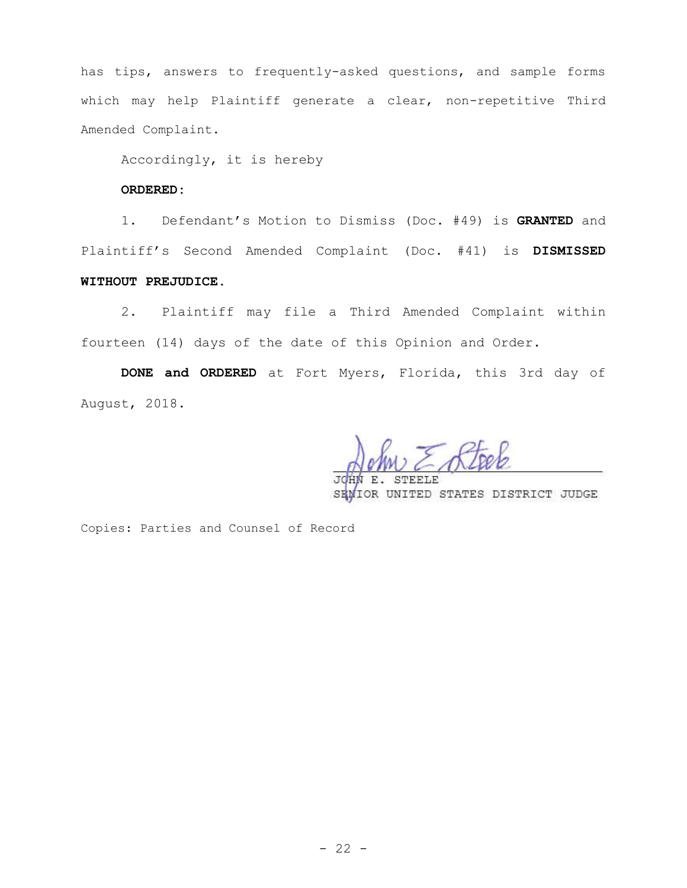has tips, answers to frequently-asked questions, and sample forms which may help Plaintiff generate a clear, non-repetitive Third Amended Complaint.

Accordingly, it is hereby

**ORDERED:**

1. Defendant's Motion to Dismiss (Doc. #49) is **GRANTED** and Plaintiff's Second Amended Complaint (Doc. #41) is **DISMISSED WITHOUT PREJUDICE.**

2. Plaintiff may file a Third Amended Complaint within fourteen (14) days of the date of this Opinion and Order.

**DONE and ORDERED** at Fort Myers, Florida, this 3rd day of August, 2018.

JOHN E. STEELE
SENIOR UNITED STATES DISTRICT JUDGE

Copies: Parties and Counsel of Record